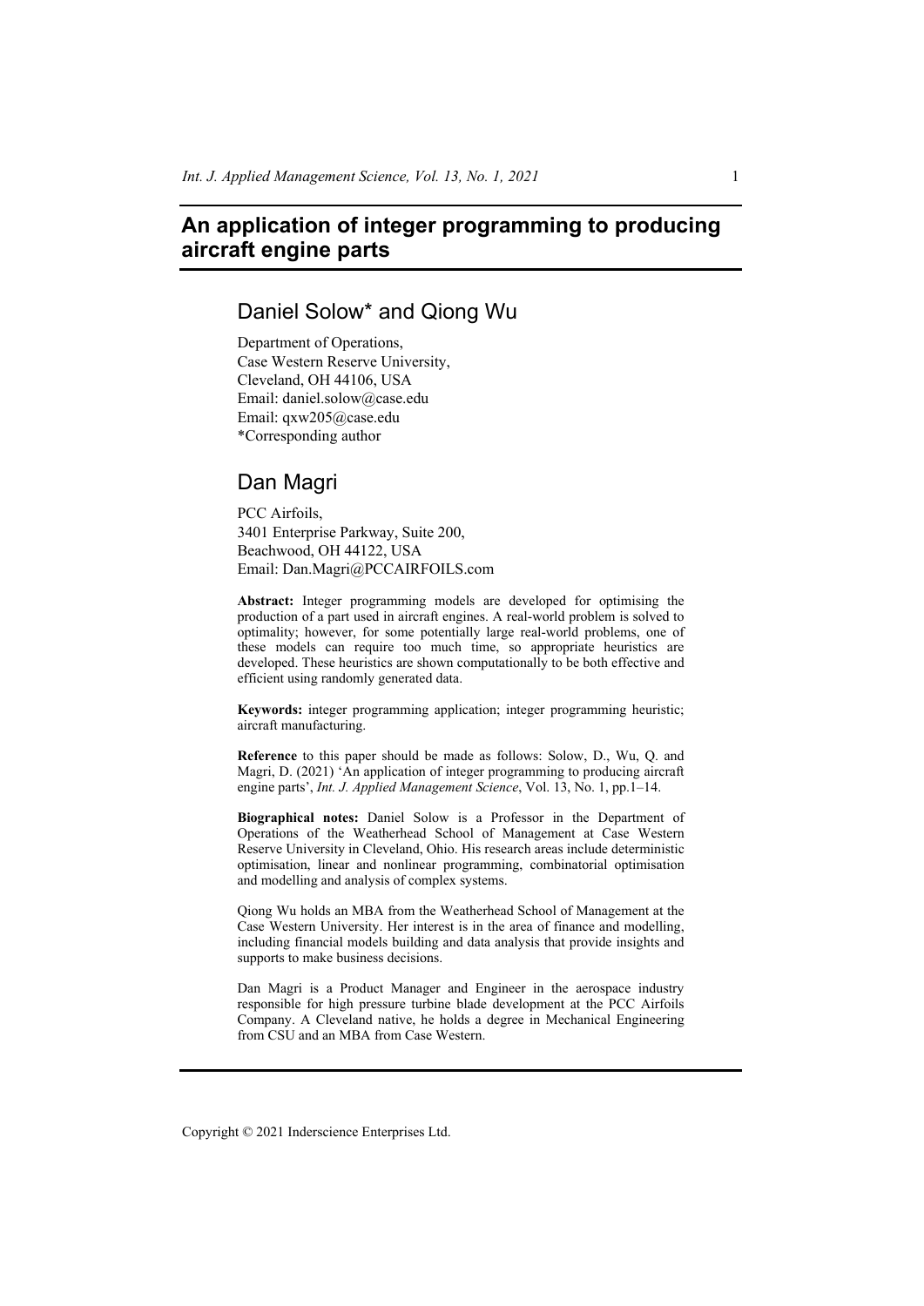# An application of integer programming to producing aircraft engine parts

## Daniel Solow* and Qiong Wu

Department of Operations,
Case Western Reserve University,
Cleveland, OH 44106, USA
Email: daniel.solow@case.edu
Email: qxw205@case.edu
*Corresponding author

## Dan Magri

PCC Airfoils,
3401 Enterprise Parkway, Suite 200,
Beachwood, OH 44122, USA
Email: Dan.Magri@PCCAIRFOILS.com

**Abstract:** Integer programming models are developed for optimising the production of a part used in aircraft engines. A real-world problem is solved to optimality; however, for some potentially large real-world problems, one of these models can require too much time, so appropriate heuristics are developed. These heuristics are shown computationally to be both effective and efficient using randomly generated data.

**Keywords:** integer programming application; integer programming heuristic; aircraft manufacturing.

**Reference** to this paper should be made as follows: Solow, D., Wu, Q. and Magri, D. (2021) 'An application of integer programming to producing aircraft engine parts', *Int. J. Applied Management Science*, Vol. 13, No. 1, pp.1–14.

**Biographical notes:** Daniel Solow is a Professor in the Department of Operations of the Weatherhead School of Management at Case Western Reserve University in Cleveland, Ohio. His research areas include deterministic optimisation, linear and nonlinear programming, combinatorial optimisation and modelling and analysis of complex systems.

Qiong Wu holds an MBA from the Weatherhead School of Management at the Case Western University. Her interest is in the area of finance and modelling, including financial models building and data analysis that provide insights and supports to make business decisions.

Dan Magri is a Product Manager and Engineer in the aerospace industry responsible for high pressure turbine blade development at the PCC Airfoils Company. A Cleveland native, he holds a degree in Mechanical Engineering from CSU and an MBA from Case Western.

Copyright © 2021 Inderscience Enterprises Ltd.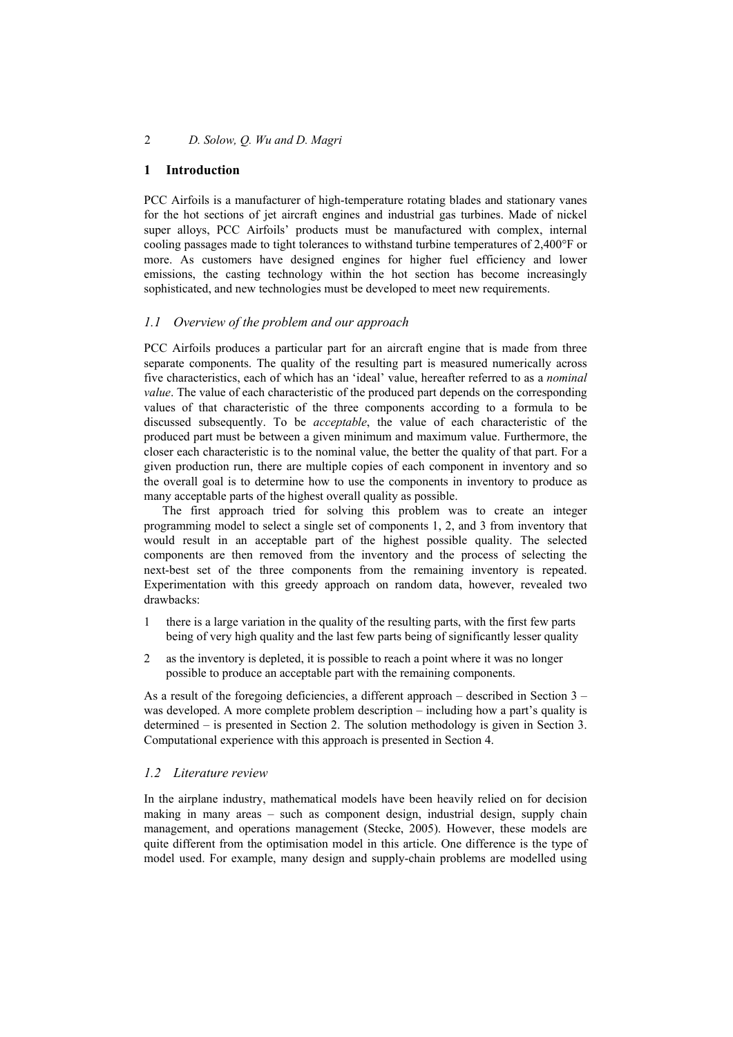## 1 Introduction

PCC Airfoils is a manufacturer of high-temperature rotating blades and stationary vanes for the hot sections of jet aircraft engines and industrial gas turbines. Made of nickel super alloys, PCC Airfoils' products must be manufactured with complex, internal cooling passages made to tight tolerances to withstand turbine temperatures of 2,400°F or more. As customers have designed engines for higher fuel efficiency and lower emissions, the casting technology within the hot section has become increasingly sophisticated, and new technologies must be developed to meet new requirements.

### 1.1 Overview of the problem and our approach

PCC Airfoils produces a particular part for an aircraft engine that is made from three separate components. The quality of the resulting part is measured numerically across five characteristics, each of which has an 'ideal' value, hereafter referred to as a *nominal value*. The value of each characteristic of the produced part depends on the corresponding values of that characteristic of the three components according to a formula to be discussed subsequently. To be *acceptable*, the value of each characteristic of the produced part must be between a given minimum and maximum value. Furthermore, the closer each characteristic is to the nominal value, the better the quality of that part. For a given production run, there are multiple copies of each component in inventory and so the overall goal is to determine how to use the components in inventory to produce as many acceptable parts of the highest overall quality as possible.

The first approach tried for solving this problem was to create an integer programming model to select a single set of components 1, 2, and 3 from inventory that would result in an acceptable part of the highest possible quality. The selected components are then removed from the inventory and the process of selecting the next-best set of the three components from the remaining inventory is repeated. Experimentation with this greedy approach on random data, however, revealed two drawbacks:

1. there is a large variation in the quality of the resulting parts, with the first few parts being of very high quality and the last few parts being of significantly lesser quality
2. as the inventory is depleted, it is possible to reach a point where it was no longer possible to produce an acceptable part with the remaining components.

As a result of the foregoing deficiencies, a different approach – described in Section 3 – was developed. A more complete problem description – including how a part's quality is determined – is presented in Section 2. The solution methodology is given in Section 3. Computational experience with this approach is presented in Section 4.

### 1.2 Literature review

In the airplane industry, mathematical models have been heavily relied on for decision making in many areas – such as component design, industrial design, supply chain management, and operations management (Stecke, 2005). However, these models are quite different from the optimisation model in this article. One difference is the type of model used. For example, many design and supply-chain problems are modelled using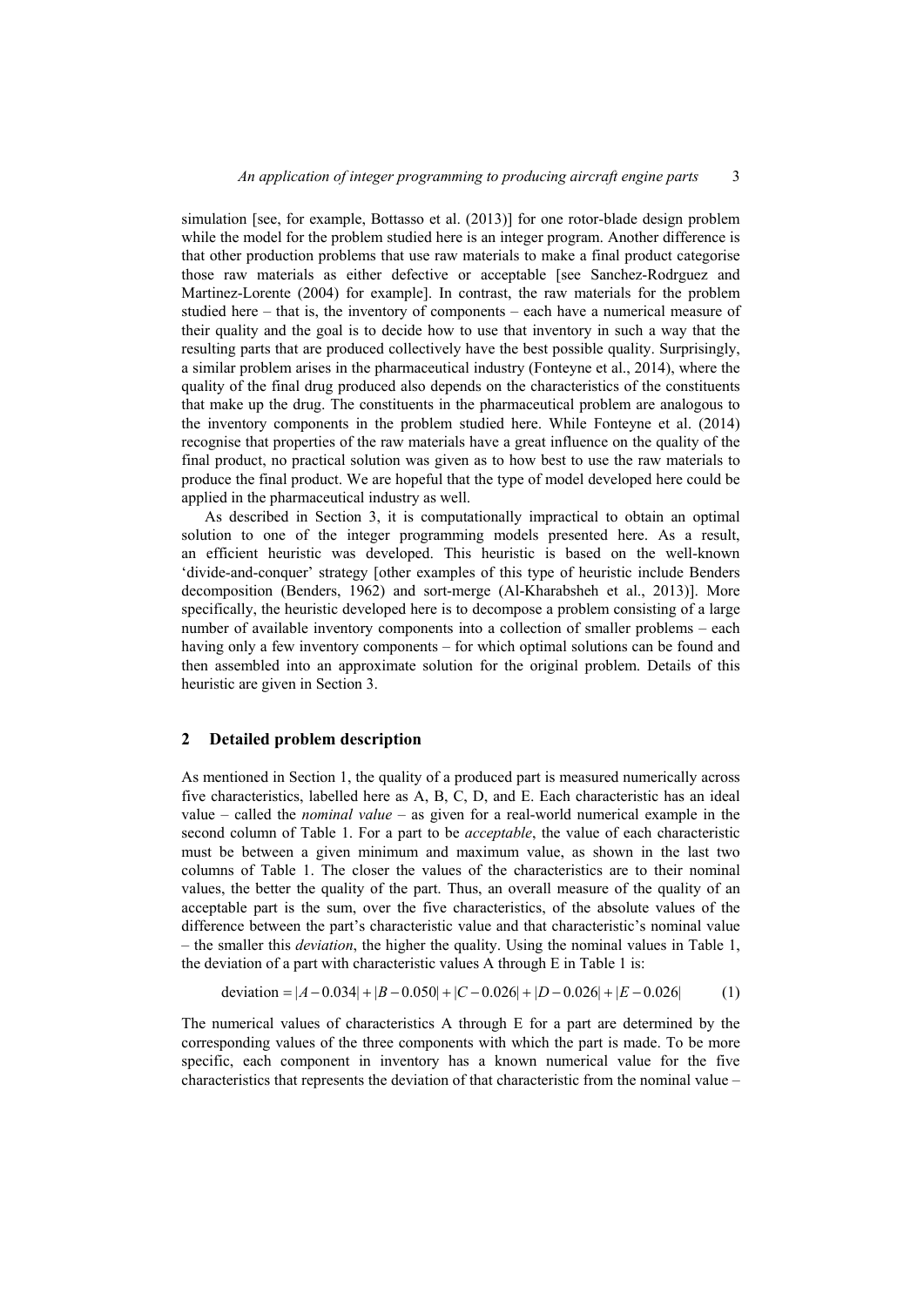simulation [see, for example, Bottasso et al. (2013)] for one rotor-blade design problem while the model for the problem studied here is an integer program. Another difference is that other production problems that use raw materials to make a final product categorise those raw materials as either defective or acceptable [see Sanchez-Rodrguez and Martinez-Lorente (2004) for example]. In contrast, the raw materials for the problem studied here – that is, the inventory of components – each have a numerical measure of their quality and the goal is to decide how to use that inventory in such a way that the resulting parts that are produced collectively have the best possible quality. Surprisingly, a similar problem arises in the pharmaceutical industry (Fonteyne et al., 2014), where the quality of the final drug produced also depends on the characteristics of the constituents that make up the drug. The constituents in the pharmaceutical problem are analogous to the inventory components in the problem studied here. While Fonteyne et al. (2014) recognise that properties of the raw materials have a great influence on the quality of the final product, no practical solution was given as to how best to use the raw materials to produce the final product. We are hopeful that the type of model developed here could be applied in the pharmaceutical industry as well.

As described in Section 3, it is computationally impractical to obtain an optimal solution to one of the integer programming models presented here. As a result, an efficient heuristic was developed. This heuristic is based on the well-known 'divide-and-conquer' strategy [other examples of this type of heuristic include Benders decomposition (Benders, 1962) and sort-merge (Al-Kharabsheh et al., 2013)]. More specifically, the heuristic developed here is to decompose a problem consisting of a large number of available inventory components into a collection of smaller problems – each having only a few inventory components – for which optimal solutions can be found and then assembled into an approximate solution for the original problem. Details of this heuristic are given in Section 3.

## 2 Detailed problem description

As mentioned in Section 1, the quality of a produced part is measured numerically across five characteristics, labelled here as A, B, C, D, and E. Each characteristic has an ideal value – called the *nominal value* – as given for a real-world numerical example in the second column of Table 1. For a part to be *acceptable*, the value of each characteristic must be between a given minimum and maximum value, as shown in the last two columns of Table 1. The closer the values of the characteristics are to their nominal values, the better the quality of the part. Thus, an overall measure of the quality of an acceptable part is the sum, over the five characteristics, of the absolute values of the difference between the part's characteristic value and that characteristic's nominal value – the smaller this *deviation*, the higher the quality. Using the nominal values in Table 1, the deviation of a part with characteristic values A through E in Table 1 is:

$$\text{deviation} = |A - 0.034| + |B - 0.050| + |C - 0.026| + |D - 0.026| + |E - 0.026| \tag{1}$$

The numerical values of characteristics A through E for a part are determined by the corresponding values of the three components with which the part is made. To be more specific, each component in inventory has a known numerical value for the five characteristics that represents the deviation of that characteristic from the nominal value –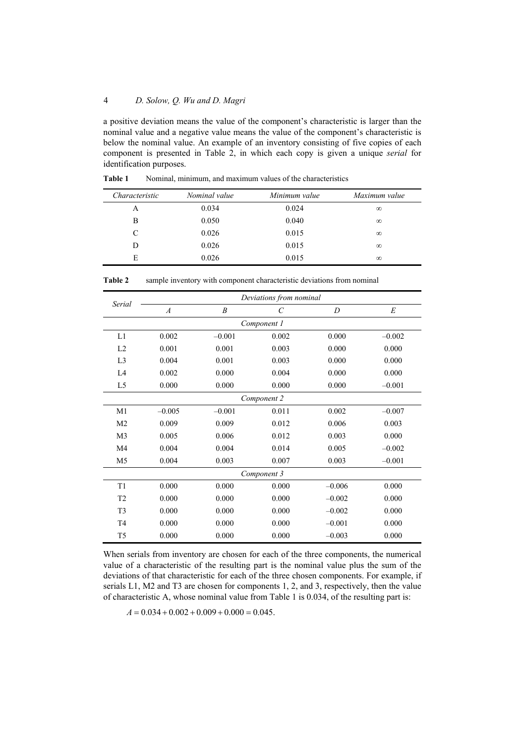a positive deviation means the value of the component's characteristic is larger than the nominal value and a negative value means the value of the component's characteristic is below the nominal value. An example of an inventory consisting of five copies of each component is presented in Table 2, in which each copy is given a unique *serial* for identification purposes.

**Table 1** Nominal, minimum, and maximum values of the characteristics

| *Characteristic* | *Nominal value* | *Minimum value* | *Maximum value* |
|---|---|---|---|
| A | 0.034 | 0.024 | $\infty$ |
| B | 0.050 | 0.040 | $\infty$ |
| C | 0.026 | 0.015 | $\infty$ |
| D | 0.026 | 0.015 | $\infty$ |
| E | 0.026 | 0.015 | $\infty$ |

**Table 2** sample inventory with component characteristic deviations from nominal

| *Serial* | *Deviations from nominal* | | | | |
|---|---|---|---|---|---|
| | *A* | *B* | *C* | *D* | *E* |
| | | | *Component 1* | | |
| L1 | 0.002 | –0.001 | 0.002 | 0.000 | –0.002 |
| L2 | 0.001 | 0.001 | 0.003 | 0.000 | 0.000 |
| L3 | 0.004 | 0.001 | 0.003 | 0.000 | 0.000 |
| L4 | 0.002 | 0.000 | 0.004 | 0.000 | 0.000 |
| L5 | 0.000 | 0.000 | 0.000 | 0.000 | –0.001 |
| | | | *Component 2* | | |
| M1 | –0.005 | –0.001 | 0.011 | 0.002 | –0.007 |
| M2 | 0.009 | 0.009 | 0.012 | 0.006 | 0.003 |
| M3 | 0.005 | 0.006 | 0.012 | 0.003 | 0.000 |
| M4 | 0.004 | 0.004 | 0.014 | 0.005 | –0.002 |
| M5 | 0.004 | 0.003 | 0.007 | 0.003 | –0.001 |
| | | | *Component 3* | | |
| T1 | 0.000 | 0.000 | 0.000 | –0.006 | 0.000 |
| T2 | 0.000 | 0.000 | 0.000 | –0.002 | 0.000 |
| T3 | 0.000 | 0.000 | 0.000 | –0.002 | 0.000 |
| T4 | 0.000 | 0.000 | 0.000 | –0.001 | 0.000 |
| T5 | 0.000 | 0.000 | 0.000 | –0.003 | 0.000 |

When serials from inventory are chosen for each of the three components, the numerical value of a characteristic of the resulting part is the nominal value plus the sum of the deviations of that characteristic for each of the three chosen components. For example, if serials L1, M2 and T3 are chosen for components 1, 2, and 3, respectively, then the value of characteristic A, whose nominal value from Table 1 is 0.034, of the resulting part is:

$$A = 0.034 + 0.002 + 0.009 + 0.000 = 0.045.$$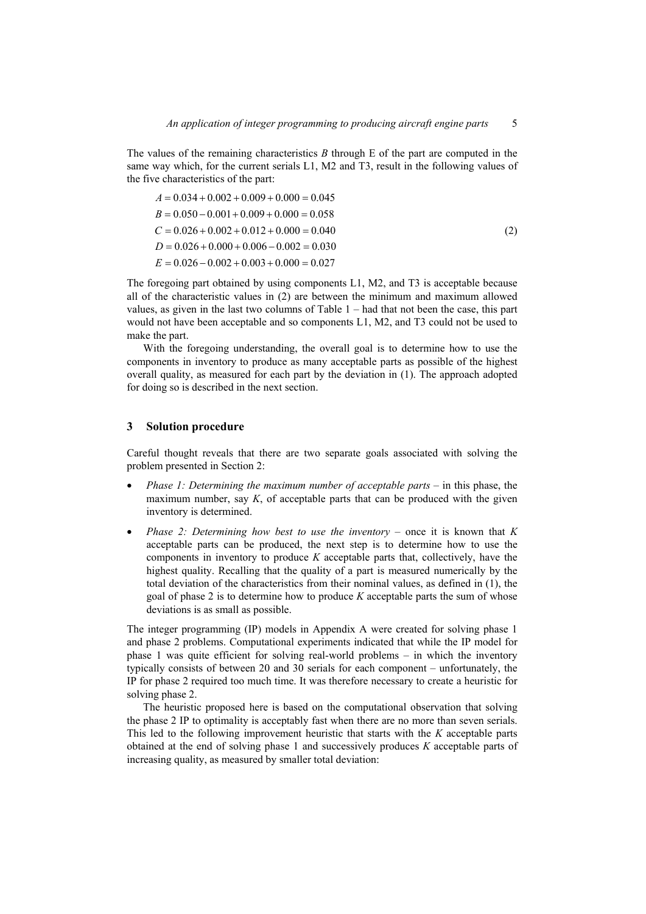The values of the remaining characteristics $B$ through E of the part are computed in the same way which, for the current serials L1, M2 and T3, result in the following values of the five characteristics of the part:

$$
\begin{aligned}
A &= 0.034 + 0.002 + 0.009 + 0.000 = 0.045 \\
B &= 0.050 - 0.001 + 0.009 + 0.000 = 0.058 \\
C &= 0.026 + 0.002 + 0.012 + 0.000 = 0.040 \\
D &= 0.026 + 0.000 + 0.006 - 0.002 = 0.030 \\
E &= 0.026 - 0.002 + 0.003 + 0.000 = 0.027
\end{aligned}
\tag{2}
$$

The foregoing part obtained by using components L1, M2, and T3 is acceptable because all of the characteristic values in (2) are between the minimum and maximum allowed values, as given in the last two columns of Table 1 – had that not been the case, this part would not have been acceptable and so components L1, M2, and T3 could not be used to make the part.

With the foregoing understanding, the overall goal is to determine how to use the components in inventory to produce as many acceptable parts as possible of the highest overall quality, as measured for each part by the deviation in (1). The approach adopted for doing so is described in the next section.

## 3 Solution procedure

Careful thought reveals that there are two separate goals associated with solving the problem presented in Section 2:

- *Phase 1: Determining the maximum number of acceptable parts* – in this phase, the maximum number, say $K$, of acceptable parts that can be produced with the given inventory is determined.
- *Phase 2: Determining how best to use the inventory* – once it is known that $K$ acceptable parts can be produced, the next step is to determine how to use the components in inventory to produce $K$ acceptable parts that, collectively, have the highest quality. Recalling that the quality of a part is measured numerically by the total deviation of the characteristics from their nominal values, as defined in (1), the goal of phase 2 is to determine how to produce $K$ acceptable parts the sum of whose deviations is as small as possible.

The integer programming (IP) models in Appendix A were created for solving phase 1 and phase 2 problems. Computational experiments indicated that while the IP model for phase 1 was quite efficient for solving real-world problems – in which the inventory typically consists of between 20 and 30 serials for each component – unfortunately, the IP for phase 2 required too much time. It was therefore necessary to create a heuristic for solving phase 2.

The heuristic proposed here is based on the computational observation that solving the phase 2 IP to optimality is acceptably fast when there are no more than seven serials. This led to the following improvement heuristic that starts with the $K$ acceptable parts obtained at the end of solving phase 1 and successively produces $K$ acceptable parts of increasing quality, as measured by smaller total deviation: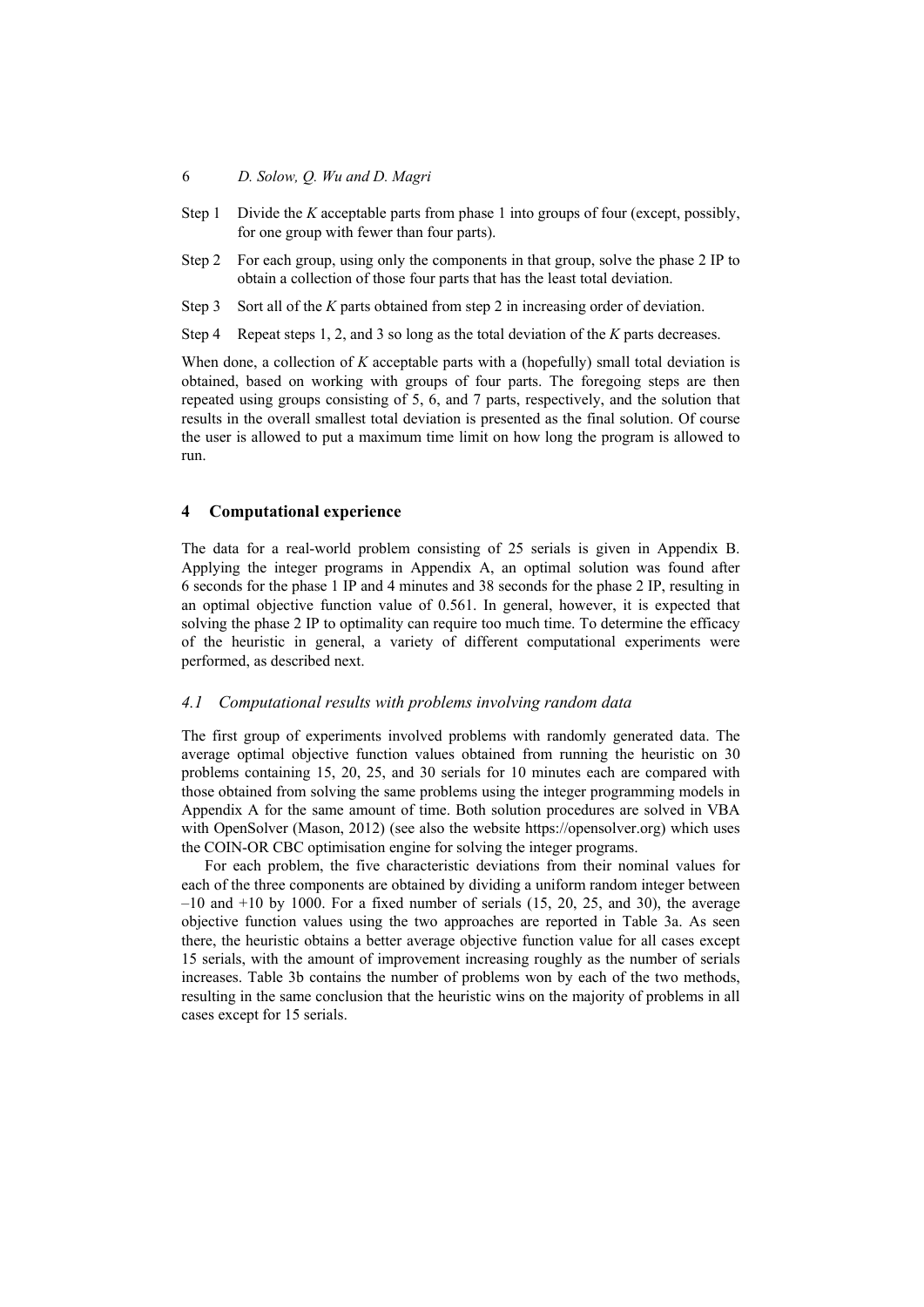Step 1 Divide the $K$ acceptable parts from phase 1 into groups of four (except, possibly, for one group with fewer than four parts).

Step 2 For each group, using only the components in that group, solve the phase 2 IP to obtain a collection of those four parts that has the least total deviation.

Step 3 Sort all of the $K$ parts obtained from step 2 in increasing order of deviation.

Step 4 Repeat steps 1, 2, and 3 so long as the total deviation of the $K$ parts decreases.

When done, a collection of $K$ acceptable parts with a (hopefully) small total deviation is obtained, based on working with groups of four parts. The foregoing steps are then repeated using groups consisting of 5, 6, and 7 parts, respectively, and the solution that results in the overall smallest total deviation is presented as the final solution. Of course the user is allowed to put a maximum time limit on how long the program is allowed to run.

## 4 Computational experience

The data for a real-world problem consisting of 25 serials is given in Appendix B. Applying the integer programs in Appendix A, an optimal solution was found after 6 seconds for the phase 1 IP and 4 minutes and 38 seconds for the phase 2 IP, resulting in an optimal objective function value of 0.561. In general, however, it is expected that solving the phase 2 IP to optimality can require too much time. To determine the efficacy of the heuristic in general, a variety of different computational experiments were performed, as described next.

### *4.1 Computational results with problems involving random data*

The first group of experiments involved problems with randomly generated data. The average optimal objective function values obtained from running the heuristic on 30 problems containing 15, 20, 25, and 30 serials for 10 minutes each are compared with those obtained from solving the same problems using the integer programming models in Appendix A for the same amount of time. Both solution procedures are solved in VBA with OpenSolver (Mason, 2012) (see also the website https://opensolver.org) which uses the COIN-OR CBC optimisation engine for solving the integer programs.

For each problem, the five characteristic deviations from their nominal values for each of the three components are obtained by dividing a uniform random integer between –10 and +10 by 1000. For a fixed number of serials (15, 20, 25, and 30), the average objective function values using the two approaches are reported in Table 3a. As seen there, the heuristic obtains a better average objective function value for all cases except 15 serials, with the amount of improvement increasing roughly as the number of serials increases. Table 3b contains the number of problems won by each of the two methods, resulting in the same conclusion that the heuristic wins on the majority of problems in all cases except for 15 serials.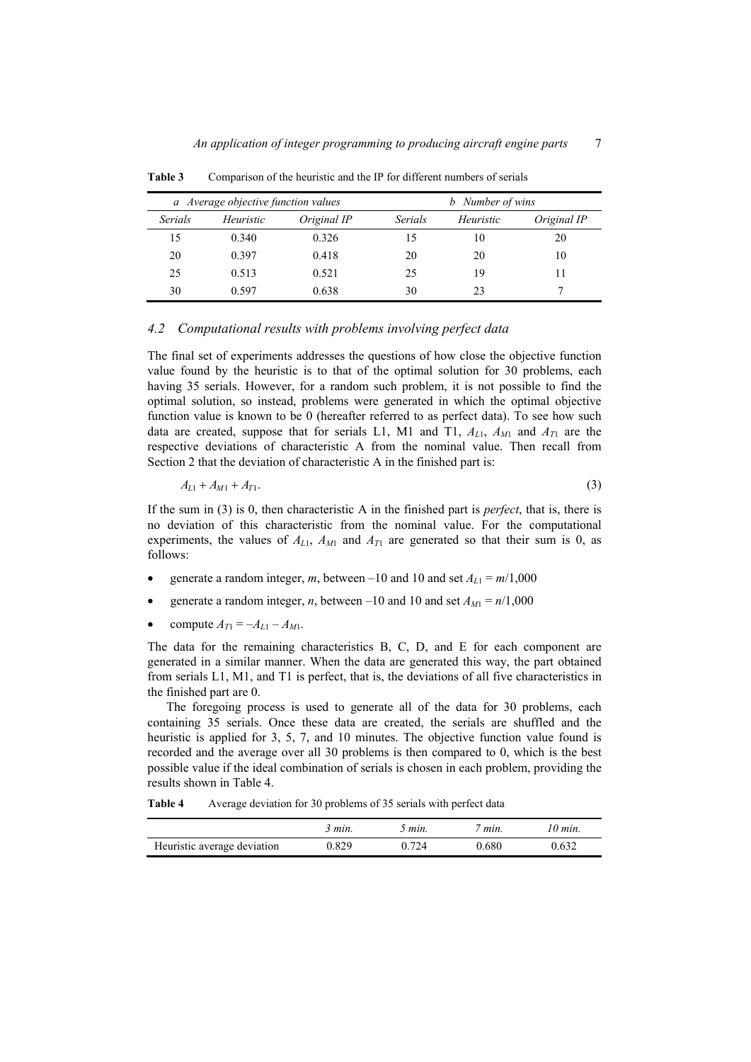**Table 3** Comparison of the heuristic and the IP for different numbers of serials

| *a Average objective function values* | | | *b Number of wins* | | |
|---|---|---|---|---|---|
| *Serials* | *Heuristic* | *Original IP* | *Serials* | *Heuristic* | *Original IP* |
| 15 | 0.340 | 0.326 | 15 | 10 | 20 |
| 20 | 0.397 | 0.418 | 20 | 20 | 10 |
| 25 | 0.513 | 0.521 | 25 | 19 | 11 |
| 30 | 0.597 | 0.638 | 30 | 23 | 7 |

### *4.2 Computational results with problems involving perfect data*

The final set of experiments addresses the questions of how close the objective function value found by the heuristic is to that of the optimal solution for 30 problems, each having 35 serials. However, for a random such problem, it is not possible to find the optimal solution, so instead, problems were generated in which the optimal objective function value is known to be 0 (hereafter referred to as perfect data). To see how such data are created, suppose that for serials L1, M1 and T1, $A_{L1}$, $A_{M1}$ and $A_{T1}$ are the respective deviations of characteristic A from the nominal value. Then recall from Section 2 that the deviation of characteristic A in the finished part is:

$$A_{L1} + A_{M1} + A_{T1}. \tag{3}$$

If the sum in (3) is 0, then characteristic A in the finished part is *perfect*, that is, there is no deviation of this characteristic from the nominal value. For the computational experiments, the values of $A_{L1}$, $A_{M1}$ and $A_{T1}$ are generated so that their sum is 0, as follows:

- generate a random integer, *m*, between –10 and 10 and set $A_{L1} = m/1{,}000$
- generate a random integer, *n*, between –10 and 10 and set $A_{M1} = n/1{,}000$
- compute $A_{T1} = -A_{L1} - A_{M1}$.

The data for the remaining characteristics B, C, D, and E for each component are generated in a similar manner. When the data are generated this way, the part obtained from serials L1, M1, and T1 is perfect, that is, the deviations of all five characteristics in the finished part are 0.

The foregoing process is used to generate all of the data for 30 problems, each containing 35 serials. Once these data are created, the serials are shuffled and the heuristic is applied for 3, 5, 7, and 10 minutes. The objective function value found is recorded and the average over all 30 problems is then compared to 0, which is the best possible value if the ideal combination of serials is chosen in each problem, providing the results shown in Table 4.

**Table 4** Average deviation for 30 problems of 35 serials with perfect data

| | *3 min.* | *5 min.* | *7 min.* | *10 min.* |
|---|---|---|---|---|
| Heuristic average deviation | 0.829 | 0.724 | 0.680 | 0.632 |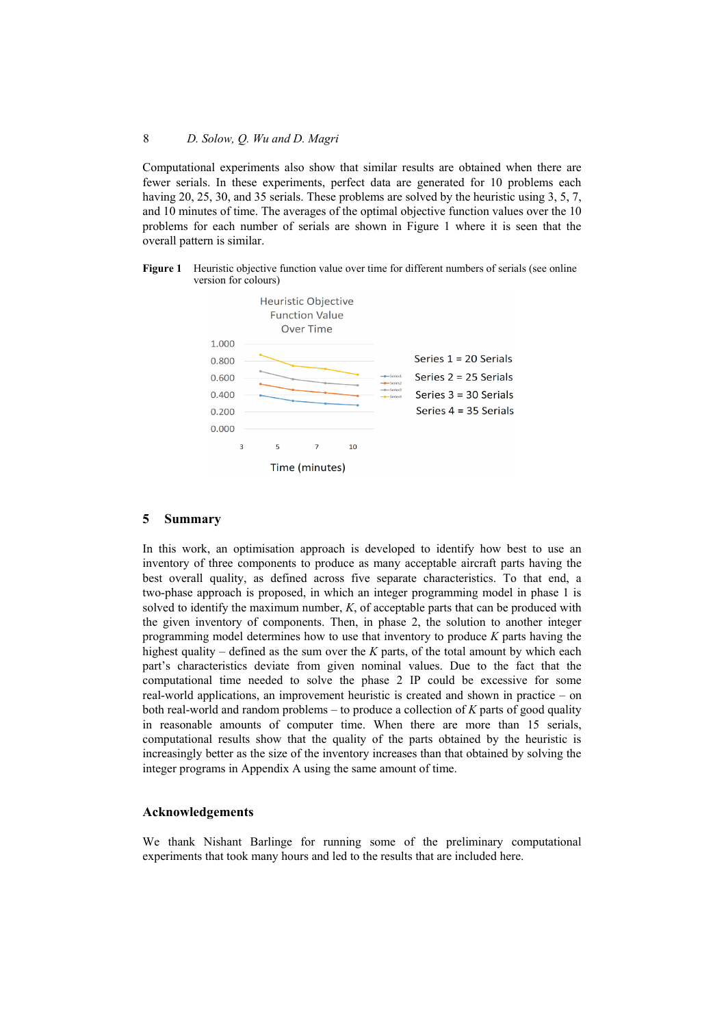Computational experiments also show that similar results are obtained when there are fewer serials. In these experiments, perfect data are generated for 10 problems each having 20, 25, 30, and 35 serials. These problems are solved by the heuristic using 3, 5, 7, and 10 minutes of time. The averages of the optimal objective function values over the 10 problems for each number of serials are shown in Figure 1 where it is seen that the overall pattern is similar.

**Figure 1** Heuristic objective function value over time for different numbers of serials (see online version for colours)

## 5 Summary

In this work, an optimisation approach is developed to identify how best to use an inventory of three components to produce as many acceptable aircraft parts having the best overall quality, as defined across five separate characteristics. To that end, a two-phase approach is proposed, in which an integer programming model in phase 1 is solved to identify the maximum number, $K$, of acceptable parts that can be produced with the given inventory of components. Then, in phase 2, the solution to another integer programming model determines how to use that inventory to produce $K$ parts having the highest quality – defined as the sum over the $K$ parts, of the total amount by which each part's characteristics deviate from given nominal values. Due to the fact that the computational time needed to solve the phase 2 IP could be excessive for some real-world applications, an improvement heuristic is created and shown in practice – on both real-world and random problems – to produce a collection of $K$ parts of good quality in reasonable amounts of computer time. When there are more than 15 serials, computational results show that the quality of the parts obtained by the heuristic is increasingly better as the size of the inventory increases than that obtained by solving the integer programs in Appendix A using the same amount of time.

## Acknowledgements

We thank Nishant Barlinge for running some of the preliminary computational experiments that took many hours and led to the results that are included here.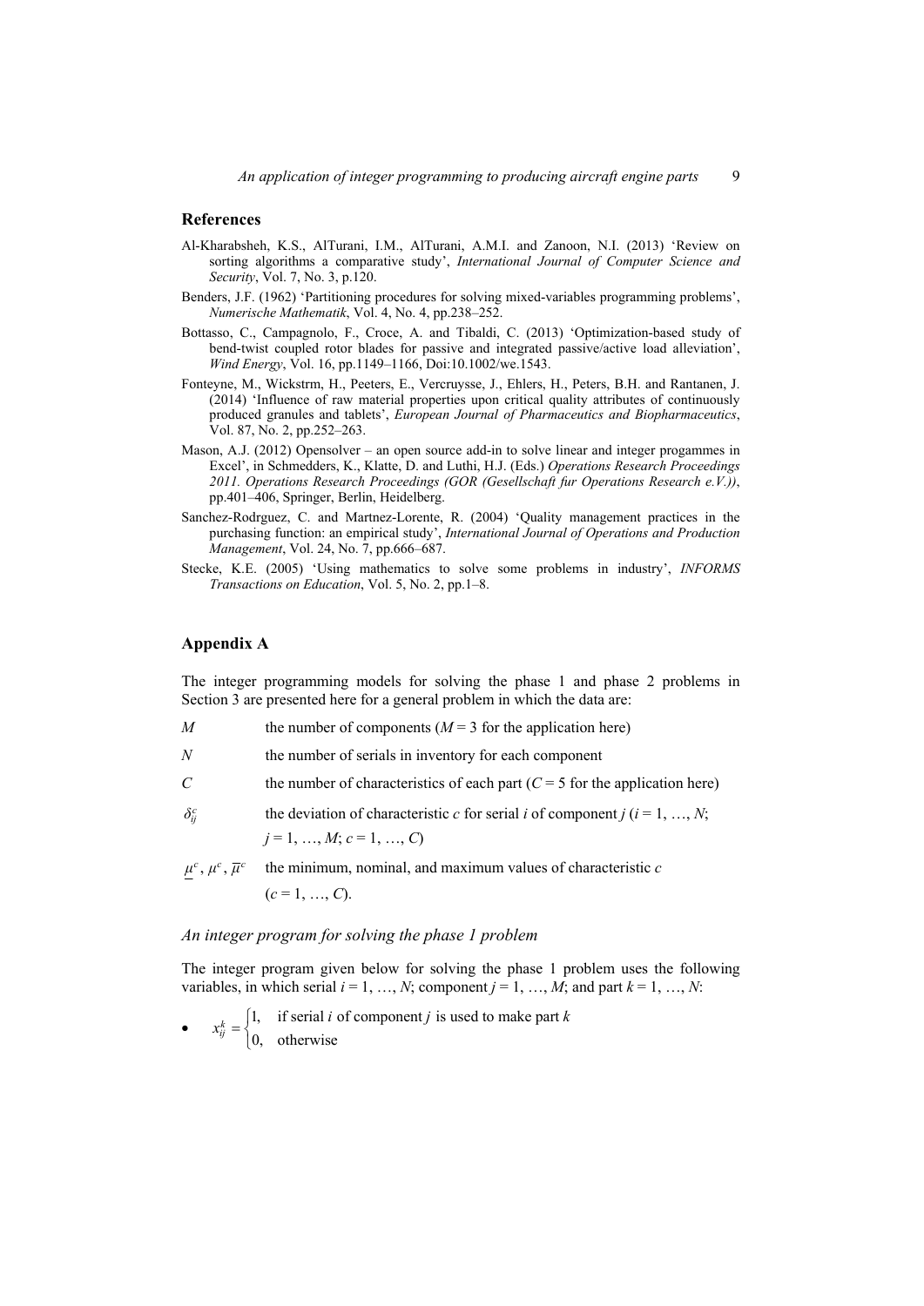## References

Al-Kharabsheh, K.S., AlTurani, I.M., AlTurani, A.M.I. and Zanoon, N.I. (2013) 'Review on sorting algorithms a comparative study', *International Journal of Computer Science and Security*, Vol. 7, No. 3, p.120.

Benders, J.F. (1962) 'Partitioning procedures for solving mixed-variables programming problems', *Numerische Mathematik*, Vol. 4, No. 4, pp.238–252.

Bottasso, C., Campagnolo, F., Croce, A. and Tibaldi, C. (2013) 'Optimization-based study of bend-twist coupled rotor blades for passive and integrated passive/active load alleviation', *Wind Energy*, Vol. 16, pp.1149–1166, Doi:10.1002/we.1543.

Fonteyne, M., Wickstrm, H., Peeters, E., Vercruysse, J., Ehlers, H., Peters, B.H. and Rantanen, J. (2014) 'Influence of raw material properties upon critical quality attributes of continuously produced granules and tablets', *European Journal of Pharmaceutics and Biopharmaceutics*, Vol. 87, No. 2, pp.252–263.

Mason, A.J. (2012) Opensolver – an open source add-in to solve linear and integer progammes in Excel', in Schmedders, K., Klatte, D. and Luthi, H.J. (Eds.) *Operations Research Proceedings 2011. Operations Research Proceedings (GOR (Gesellschaft fur Operations Research e.V.))*, pp.401–406, Springer, Berlin, Heidelberg.

Sanchez-Rodrguez, C. and Martnez-Lorente, R. (2004) 'Quality management practices in the purchasing function: an empirical study', *International Journal of Operations and Production Management*, Vol. 24, No. 7, pp.666–687.

Stecke, K.E. (2005) 'Using mathematics to solve some problems in industry', *INFORMS Transactions on Education*, Vol. 5, No. 2, pp.1–8.

## Appendix A

The integer programming models for solving the phase 1 and phase 2 problems in Section 3 are presented here for a general problem in which the data are:

- $M$ — the number of components ($M = 3$ for the application here)
- $N$ — the number of serials in inventory for each component
- $C$ — the number of characteristics of each part ($C = 5$ for the application here)
- $\delta_{ij}^{c}$ — the deviation of characteristic $c$ for serial $i$ of component $j$ ($i = 1, \ldots, N$; $j = 1, \ldots, M$; $c = 1, \ldots, C$)
- $\underline{\mu}^{c}, \mu^{c}, \overline{\mu}^{c}$ — the minimum, nominal, and maximum values of characteristic $c$ ($c = 1, \ldots, C$).

### *An integer program for solving the phase 1 problem*

The integer program given below for solving the phase 1 problem uses the following variables, in which serial $i = 1, \ldots, N$; component $j = 1, \ldots, M$; and part $k = 1, \ldots, N$:

- $$x_{ij}^{k} = \begin{cases} 1, & \text{if serial } i \text{ of component } j \text{ is used to make part } k \\ 0, & \text{otherwise} \end{cases}$$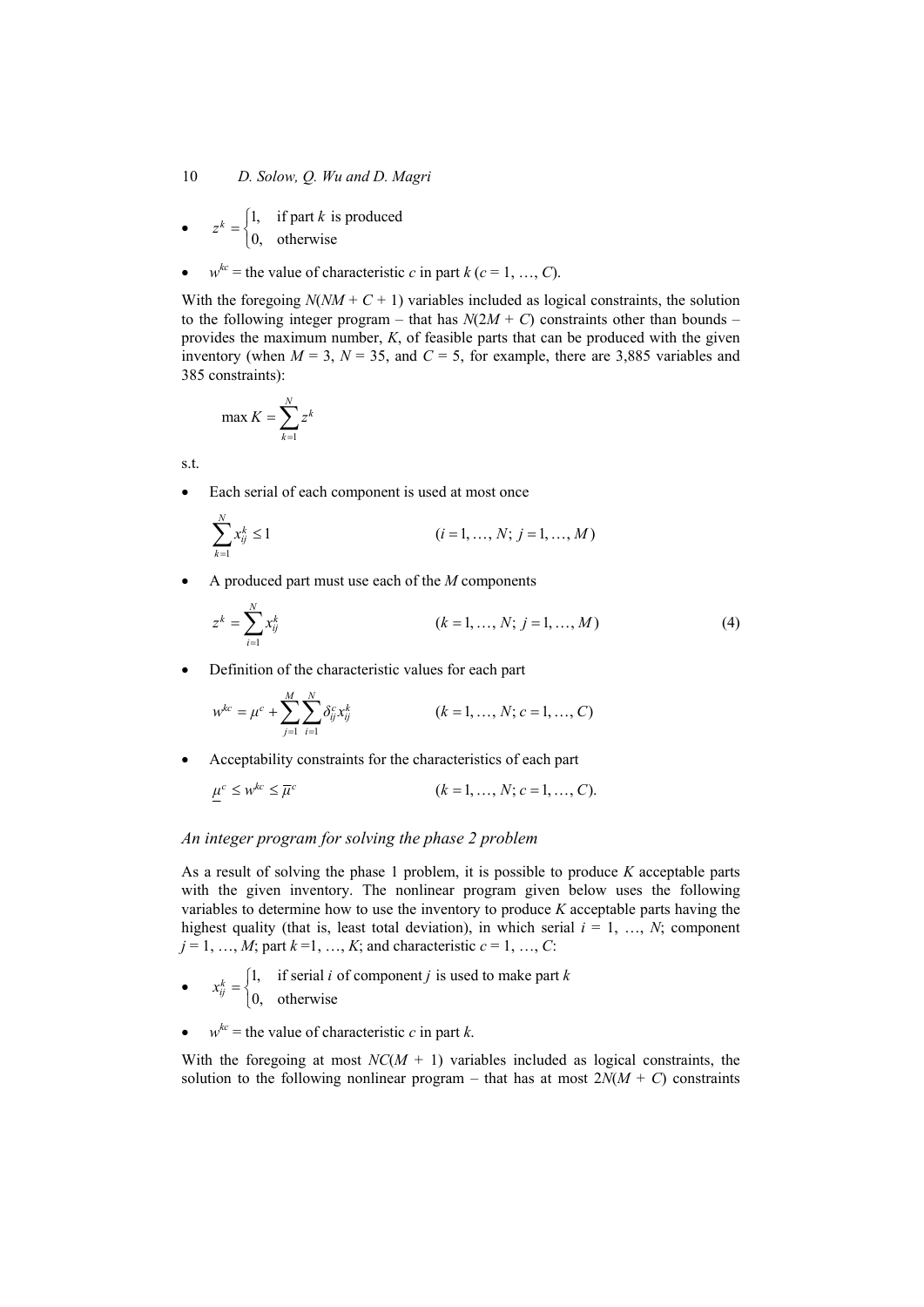- $z^k = \begin{cases} 1, & \text{if part } k \text{ is produced} \\ 0, & \text{otherwise} \end{cases}$
- $w^{kc}$ = the value of characteristic $c$ in part $k$ ($c = 1, \ldots, C$).

With the foregoing $N(NM + C + 1)$ variables included as logical constraints, the solution to the following integer program – that has $N(2M + C)$ constraints other than bounds – provides the maximum number, $K$, of feasible parts that can be produced with the given inventory (when $M = 3$, $N = 35$, and $C = 5$, for example, there are 3,885 variables and 385 constraints):

$$\max K = \sum_{k=1}^{N} z^k$$

s.t.

- Each serial of each component is used at most once

$$\sum_{k=1}^{N} x_{ij}^k \le 1 \qquad (i = 1, \ldots, N;\ j = 1, \ldots, M)$$

- A produced part must use each of the $M$ components

$$z^k = \sum_{i=1}^{N} x_{ij}^k \qquad (k = 1, \ldots, N;\ j = 1, \ldots, M) \tag{4}$$

- Definition of the characteristic values for each part

$$w^{kc} = \mu^c + \sum_{j=1}^{M} \sum_{i=1}^{N} \delta_{ij}^c x_{ij}^k \qquad (k = 1, \ldots, N;\ c = 1, \ldots, C)$$

- Acceptability constraints for the characteristics of each part

$$\underline{\mu}^c \le w^{kc} \le \overline{\mu}^c \qquad (k = 1, \ldots, N;\ c = 1, \ldots, C).$$

### *An integer program for solving the phase 2 problem*

As a result of solving the phase 1 problem, it is possible to produce $K$ acceptable parts with the given inventory. The nonlinear program given below uses the following variables to determine how to use the inventory to produce $K$ acceptable parts having the highest quality (that is, least total deviation), in which serial $i = 1, \ldots, N$; component $j = 1, \ldots, M$; part $k = 1, \ldots, K$; and characteristic $c = 1, \ldots, C$:

- $x_{ij}^k = \begin{cases} 1, & \text{if serial } i \text{ of component } j \text{ is used to make part } k \\ 0, & \text{otherwise} \end{cases}$
- $w^{kc}$ = the value of characteristic $c$ in part $k$.

With the foregoing at most $NC(M + 1)$ variables included as logical constraints, the solution to the following nonlinear program – that has at most $2N(M + C)$ constraints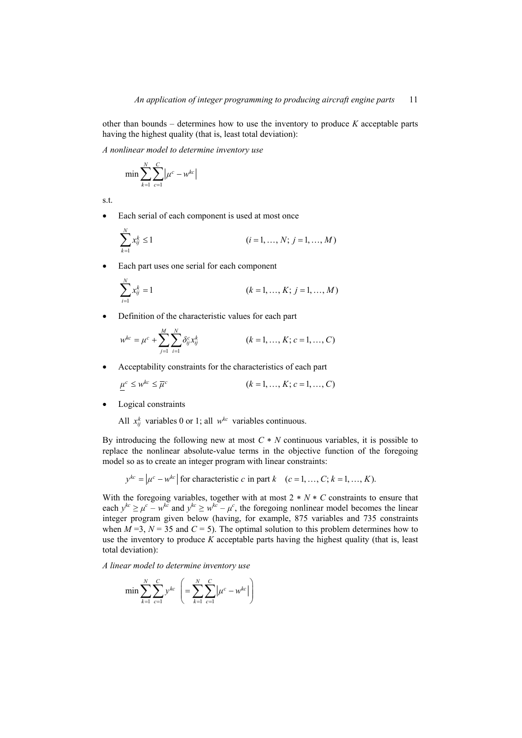other than bounds – determines how to use the inventory to produce $K$ acceptable parts having the highest quality (that is, least total deviation):

*A nonlinear model to determine inventory use*

$$\min \sum_{k=1}^{N} \sum_{c=1}^{C} \left| \mu^c - w^{kc} \right|$$

s.t.

- Each serial of each component is used at most once

$$\sum_{k=1}^{N} x_{ij}^{k} \le 1 \qquad (i = 1, \ldots, N;\ j = 1, \ldots, M)$$

- Each part uses one serial for each component

$$\sum_{i=1}^{N} x_{ij}^{k} = 1 \qquad (k = 1, \ldots, K;\ j = 1, \ldots, M)$$

- Definition of the characteristic values for each part

$$w^{kc} = \mu^c + \sum_{j=1}^{M} \sum_{i=1}^{N} \delta_{ij}^{c} x_{ij}^{k} \qquad (k = 1, \ldots, K;\ c = 1, \ldots, C)$$

- Acceptability constraints for the characteristics of each part

$$\underline{\mu}^c \le w^{kc} \le \overline{\mu}^c \qquad (k = 1, \ldots, K;\ c = 1, \ldots, C)$$

- Logical constraints

  All $x_{ij}^{k}$ variables 0 or 1; all $w^{kc}$ variables continuous.

By introducing the following new at most $C * N$ continuous variables, it is possible to replace the nonlinear absolute-value terms in the objective function of the foregoing model so as to create an integer program with linear constraints:

$$y^{kc} = \left| \mu^c - w^{kc} \right| \text{ for characteristic } c \text{ in part } k \quad (c = 1, \ldots, C;\ k = 1, \ldots, K).$$

With the foregoing variables, together with at most $2 * N * C$ constraints to ensure that each $y^{kc} \ge \mu^c - w^{kc}$ and $y^{kc} \ge w^{kc} - \mu^c$, the foregoing nonlinear model becomes the linear integer program given below (having, for example, 875 variables and 735 constraints when $M = 3$, $N = 35$ and $C = 5$). The optimal solution to this problem determines how to use the inventory to produce $K$ acceptable parts having the highest quality (that is, least total deviation):

*A linear model to determine inventory use*

$$\min \sum_{k=1}^{N} \sum_{c=1}^{C} y^{kc} \quad \left( = \sum_{k=1}^{N} \sum_{c=1}^{C} \left| \mu^c - w^{kc} \right| \right)$$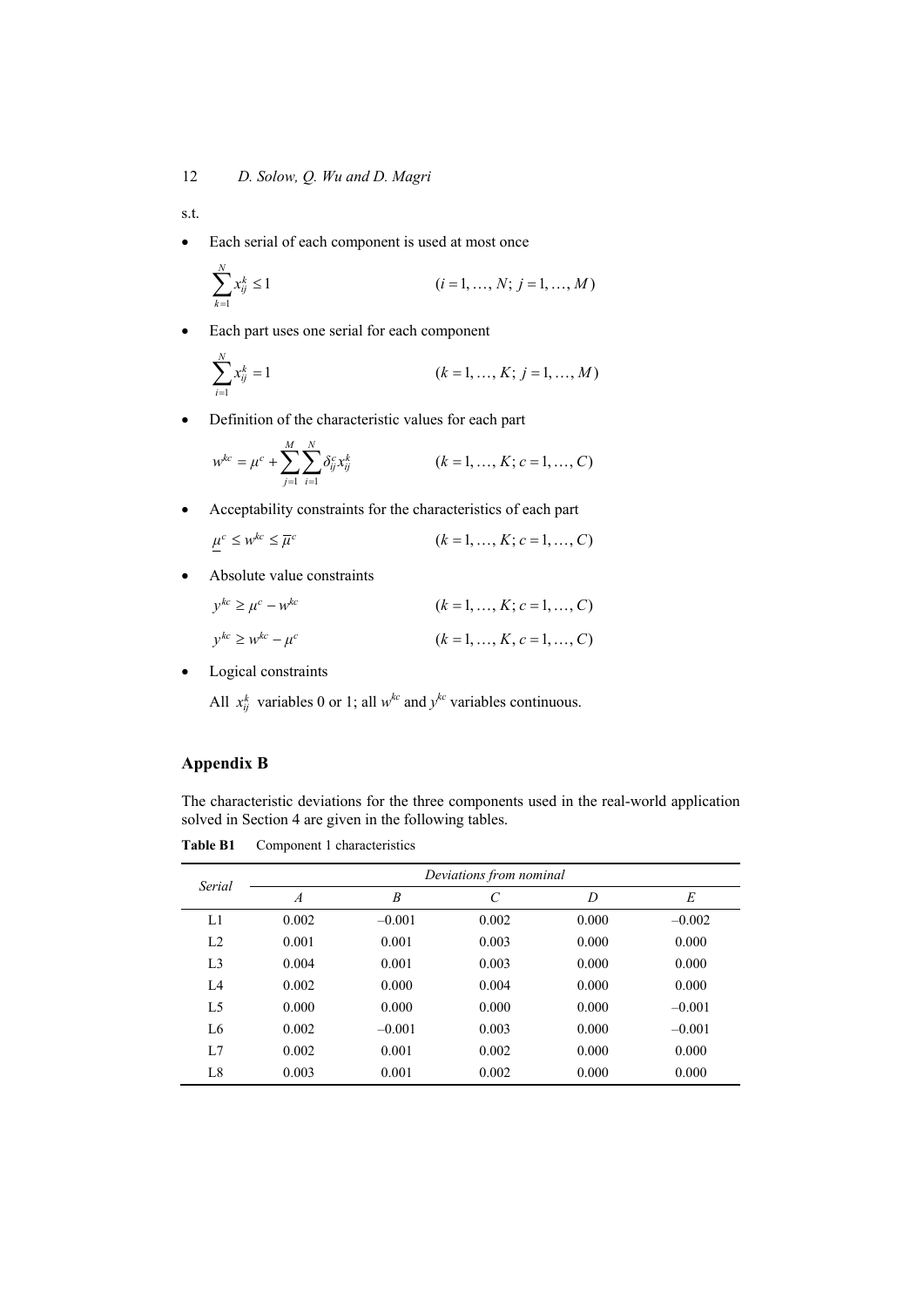s.t.

- Each serial of each component is used at most once

$$\sum_{k=1}^{N} x_{ij}^{k} \leq 1 \qquad (i = 1, \ldots, N;\ j = 1, \ldots, M)$$

- Each part uses one serial for each component

$$\sum_{i=1}^{N} x_{ij}^{k} = 1 \qquad (k = 1, \ldots, K;\ j = 1, \ldots, M)$$

- Definition of the characteristic values for each part

$$w^{kc} = \mu^{c} + \sum_{j=1}^{M} \sum_{i=1}^{N} \delta_{ij}^{c} x_{ij}^{k} \qquad (k = 1, \ldots, K;\ c = 1, \ldots, C)$$

- Acceptability constraints for the characteristics of each part

$$\underline{\mu}^{c} \leq w^{kc} \leq \overline{\mu}^{c} \qquad (k = 1, \ldots, K;\ c = 1, \ldots, C)$$

- Absolute value constraints

$$y^{kc} \geq \mu^{c} - w^{kc} \qquad (k = 1, \ldots, K;\ c = 1, \ldots, C)$$

$$y^{kc} \geq w^{kc} - \mu^{c} \qquad (k = 1, \ldots, K,\ c = 1, \ldots, C)$$

- Logical constraints

  All $x_{ij}^{k}$ variables 0 or 1; all $w^{kc}$ and $y^{kc}$ variables continuous.

## Appendix B

The characteristic deviations for the three components used in the real-world application solved in Section 4 are given in the following tables.

**Table B1** Component 1 characteristics

| *Serial* | *Deviations from nominal* | | | | |
|---|---|---|---|---|---|
| | *A* | *B* | *C* | *D* | *E* |
| L1 | 0.002 | –0.001 | 0.002 | 0.000 | –0.002 |
| L2 | 0.001 | 0.001 | 0.003 | 0.000 | 0.000 |
| L3 | 0.004 | 0.001 | 0.003 | 0.000 | 0.000 |
| L4 | 0.002 | 0.000 | 0.004 | 0.000 | 0.000 |
| L5 | 0.000 | 0.000 | 0.000 | 0.000 | –0.001 |
| L6 | 0.002 | –0.001 | 0.003 | 0.000 | –0.001 |
| L7 | 0.002 | 0.001 | 0.002 | 0.000 | 0.000 |
| L8 | 0.003 | 0.001 | 0.002 | 0.000 | 0.000 |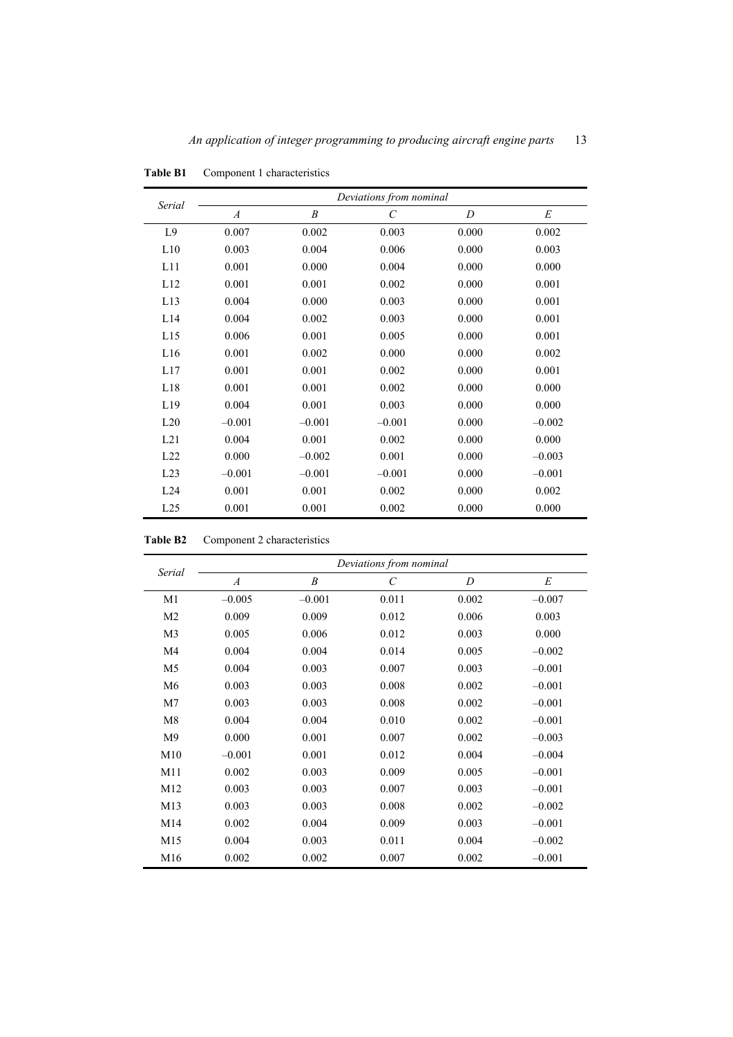**Table B1** Component 1 characteristics

| Serial | Deviations from nominal | | | | |
|---|---|---|---|---|---|
| | *A* | *B* | *C* | *D* | *E* |
| L9 | 0.007 | 0.002 | 0.003 | 0.000 | 0.002 |
| L10 | 0.003 | 0.004 | 0.006 | 0.000 | 0.003 |
| L11 | 0.001 | 0.000 | 0.004 | 0.000 | 0.000 |
| L12 | 0.001 | 0.001 | 0.002 | 0.000 | 0.001 |
| L13 | 0.004 | 0.000 | 0.003 | 0.000 | 0.001 |
| L14 | 0.004 | 0.002 | 0.003 | 0.000 | 0.001 |
| L15 | 0.006 | 0.001 | 0.005 | 0.000 | 0.001 |
| L16 | 0.001 | 0.002 | 0.000 | 0.000 | 0.002 |
| L17 | 0.001 | 0.001 | 0.002 | 0.000 | 0.001 |
| L18 | 0.001 | 0.001 | 0.002 | 0.000 | 0.000 |
| L19 | 0.004 | 0.001 | 0.003 | 0.000 | 0.000 |
| L20 | –0.001 | –0.001 | –0.001 | 0.000 | –0.002 |
| L21 | 0.004 | 0.001 | 0.002 | 0.000 | 0.000 |
| L22 | 0.000 | –0.002 | 0.001 | 0.000 | –0.003 |
| L23 | –0.001 | –0.001 | –0.001 | 0.000 | –0.001 |
| L24 | 0.001 | 0.001 | 0.002 | 0.000 | 0.002 |
| L25 | 0.001 | 0.001 | 0.002 | 0.000 | 0.000 |

**Table B2** Component 2 characteristics

| Serial | Deviations from nominal | | | | |
|---|---|---|---|---|---|
| | *A* | *B* | *C* | *D* | *E* |
| M1 | –0.005 | –0.001 | 0.011 | 0.002 | –0.007 |
| M2 | 0.009 | 0.009 | 0.012 | 0.006 | 0.003 |
| M3 | 0.005 | 0.006 | 0.012 | 0.003 | 0.000 |
| M4 | 0.004 | 0.004 | 0.014 | 0.005 | –0.002 |
| M5 | 0.004 | 0.003 | 0.007 | 0.003 | –0.001 |
| M6 | 0.003 | 0.003 | 0.008 | 0.002 | –0.001 |
| M7 | 0.003 | 0.003 | 0.008 | 0.002 | –0.001 |
| M8 | 0.004 | 0.004 | 0.010 | 0.002 | –0.001 |
| M9 | 0.000 | 0.001 | 0.007 | 0.002 | –0.003 |
| M10 | –0.001 | 0.001 | 0.012 | 0.004 | –0.004 |
| M11 | 0.002 | 0.003 | 0.009 | 0.005 | –0.001 |
| M12 | 0.003 | 0.003 | 0.007 | 0.003 | –0.001 |
| M13 | 0.003 | 0.003 | 0.008 | 0.002 | –0.002 |
| M14 | 0.002 | 0.004 | 0.009 | 0.003 | –0.001 |
| M15 | 0.004 | 0.003 | 0.011 | 0.004 | –0.002 |
| M16 | 0.002 | 0.002 | 0.007 | 0.002 | –0.001 |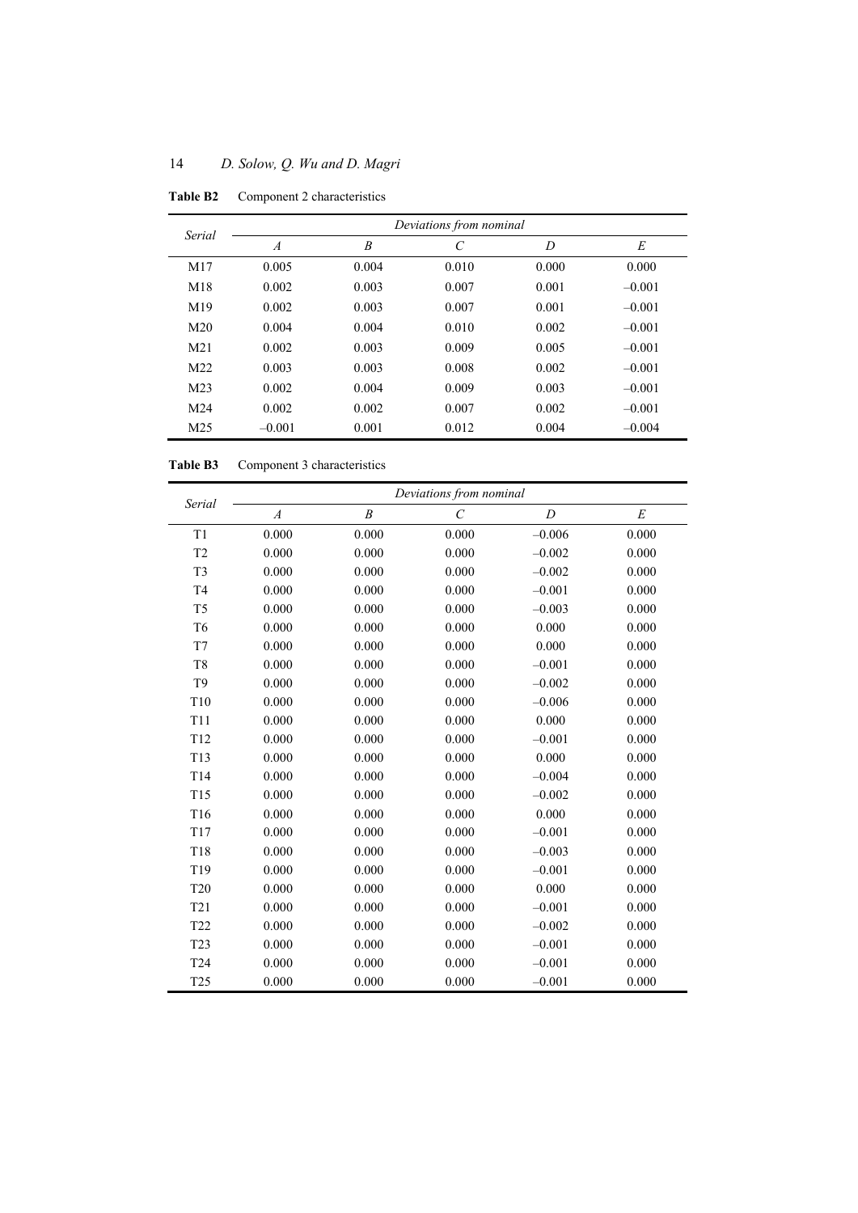**Table B2** Component 2 characteristics

| Serial | Deviations from nominal | | | | |
|---|---|---|---|---|---|
| | *A* | *B* | *C* | *D* | *E* |
| M17 | 0.005 | 0.004 | 0.010 | 0.000 | 0.000 |
| M18 | 0.002 | 0.003 | 0.007 | 0.001 | –0.001 |
| M19 | 0.002 | 0.003 | 0.007 | 0.001 | –0.001 |
| M20 | 0.004 | 0.004 | 0.010 | 0.002 | –0.001 |
| M21 | 0.002 | 0.003 | 0.009 | 0.005 | –0.001 |
| M22 | 0.003 | 0.003 | 0.008 | 0.002 | –0.001 |
| M23 | 0.002 | 0.004 | 0.009 | 0.003 | –0.001 |
| M24 | 0.002 | 0.002 | 0.007 | 0.002 | –0.001 |
| M25 | –0.001 | 0.001 | 0.012 | 0.004 | –0.004 |

**Table B3** Component 3 characteristics

| Serial | Deviations from nominal | | | | |
|---|---|---|---|---|---|
| | *A* | *B* | *C* | *D* | *E* |
| T1 | 0.000 | 0.000 | 0.000 | –0.006 | 0.000 |
| T2 | 0.000 | 0.000 | 0.000 | –0.002 | 0.000 |
| T3 | 0.000 | 0.000 | 0.000 | –0.002 | 0.000 |
| T4 | 0.000 | 0.000 | 0.000 | –0.001 | 0.000 |
| T5 | 0.000 | 0.000 | 0.000 | –0.003 | 0.000 |
| T6 | 0.000 | 0.000 | 0.000 | 0.000 | 0.000 |
| T7 | 0.000 | 0.000 | 0.000 | 0.000 | 0.000 |
| T8 | 0.000 | 0.000 | 0.000 | –0.001 | 0.000 |
| T9 | 0.000 | 0.000 | 0.000 | –0.002 | 0.000 |
| T10 | 0.000 | 0.000 | 0.000 | –0.006 | 0.000 |
| T11 | 0.000 | 0.000 | 0.000 | 0.000 | 0.000 |
| T12 | 0.000 | 0.000 | 0.000 | –0.001 | 0.000 |
| T13 | 0.000 | 0.000 | 0.000 | 0.000 | 0.000 |
| T14 | 0.000 | 0.000 | 0.000 | –0.004 | 0.000 |
| T15 | 0.000 | 0.000 | 0.000 | –0.002 | 0.000 |
| T16 | 0.000 | 0.000 | 0.000 | 0.000 | 0.000 |
| T17 | 0.000 | 0.000 | 0.000 | –0.001 | 0.000 |
| T18 | 0.000 | 0.000 | 0.000 | –0.003 | 0.000 |
| T19 | 0.000 | 0.000 | 0.000 | –0.001 | 0.000 |
| T20 | 0.000 | 0.000 | 0.000 | 0.000 | 0.000 |
| T21 | 0.000 | 0.000 | 0.000 | –0.001 | 0.000 |
| T22 | 0.000 | 0.000 | 0.000 | –0.002 | 0.000 |
| T23 | 0.000 | 0.000 | 0.000 | –0.001 | 0.000 |
| T24 | 0.000 | 0.000 | 0.000 | –0.001 | 0.000 |
| T25 | 0.000 | 0.000 | 0.000 | –0.001 | 0.000 |